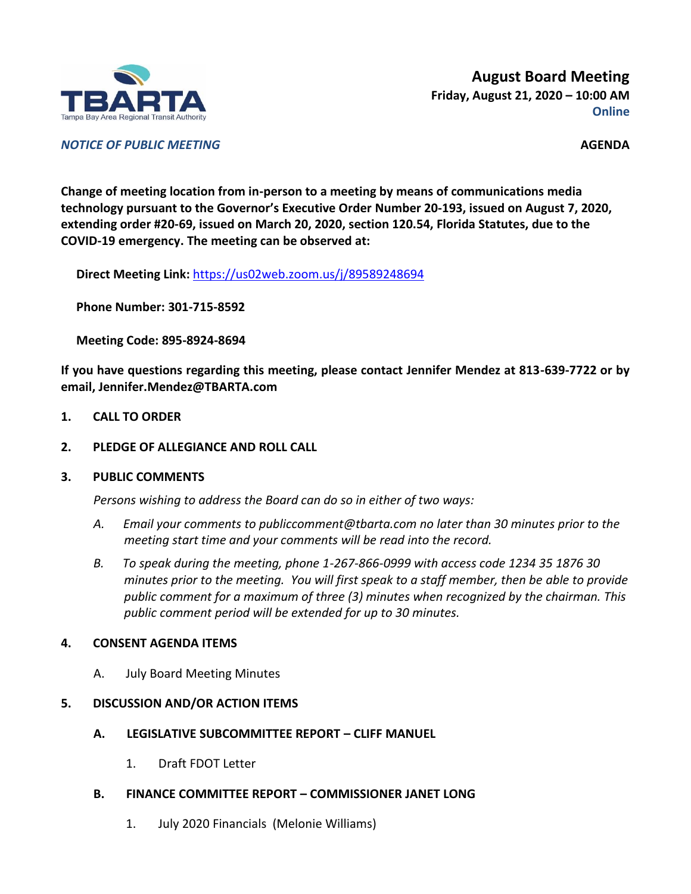TBARTA

Tampa Bay Area Regional Transit Authority

# August Board Meeting

**Friday, August 21, 2020 – 10:00 AM**

**Online**

***NOTICE OF PUBLIC MEETING***

**AGENDA**

**Change of meeting location from in-person to a meeting by means of communications media technology pursuant to the Governor's Executive Order Number 20-193, issued on August 7, 2020, extending order #20-69, issued on March 20, 2020, section 120.54, Florida Statutes, due to the COVID-19 emergency. The meeting can be observed at:**

**Direct Meeting Link:** https://us02web.zoom.us/j/89589248694

**Phone Number: 301-715-8592**

**Meeting Code: 895-8924-8694**

**If you have questions regarding this meeting, please contact Jennifer Mendez at 813-639-7722 or by email, Jennifer.Mendez@TBARTA.com**

1. **CALL TO ORDER**

2. **PLEDGE OF ALLEGIANCE AND ROLL CALL**

3. **PUBLIC COMMENTS**

   *Persons wishing to address the Board can do so in either of two ways:*

   A. *Email your comments to publiccomment@tbarta.com no later than 30 minutes prior to the meeting start time and your comments will be read into the record.*

   B. *To speak during the meeting, phone 1-267-866-0999 with access code 1234 35 1876 30 minutes prior to the meeting. You will first speak to a staff member, then be able to provide public comment for a maximum of three (3) minutes when recognized by the chairman. This public comment period will be extended for up to 30 minutes.*

4. **CONSENT AGENDA ITEMS**

   A. July Board Meeting Minutes

5. **DISCUSSION AND/OR ACTION ITEMS**

   A. **LEGISLATIVE SUBCOMMITTEE REPORT – CLIFF MANUEL**

      1. Draft FDOT Letter

   B. **FINANCE COMMITTEE REPORT – COMMISSIONER JANET LONG**

      1. July 2020 Financials (Melonie Williams)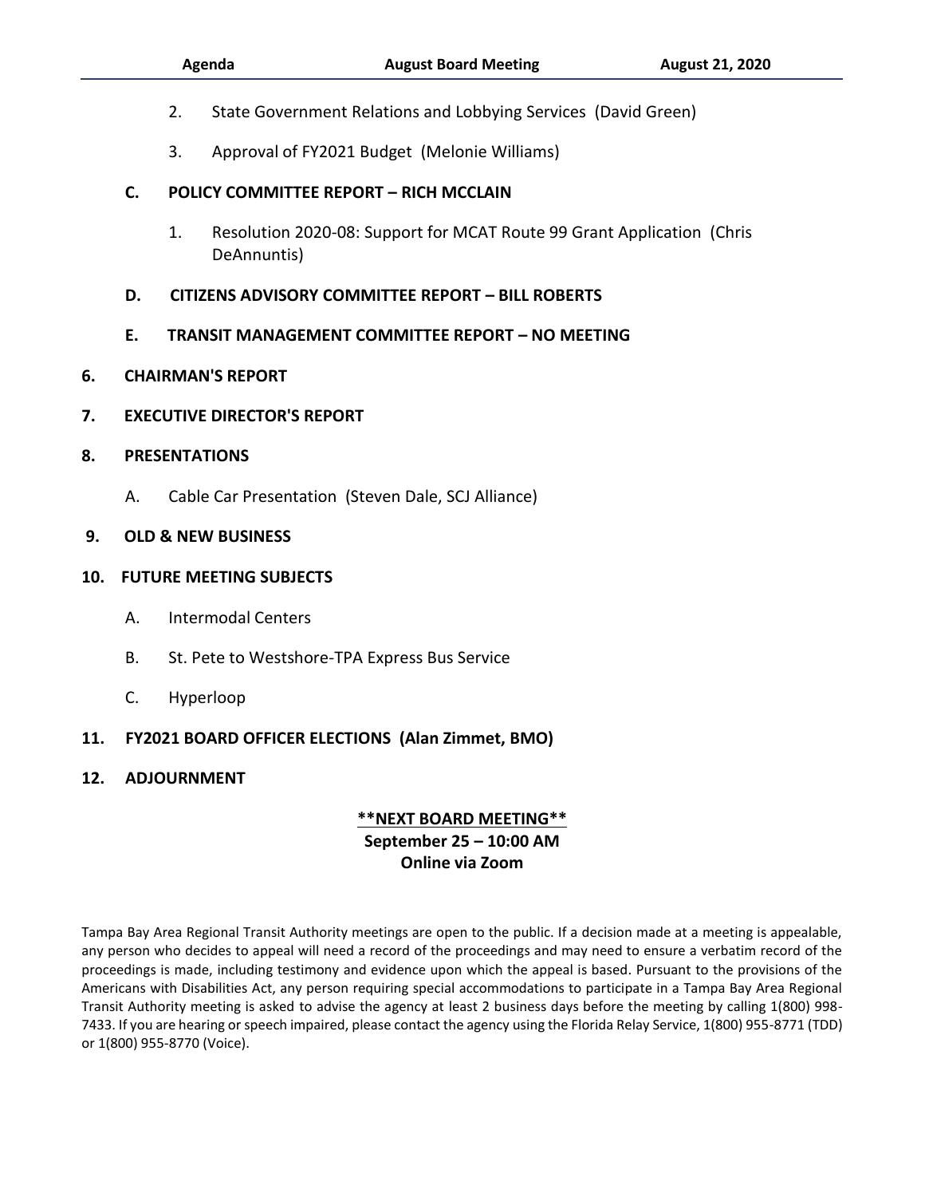2. State Government Relations and Lobbying Services (David Green)

3. Approval of FY2021 Budget (Melonie Williams)

**C. POLICY COMMITTEE REPORT – RICH MCCLAIN**

1. Resolution 2020-08: Support for MCAT Route 99 Grant Application (Chris DeAnnuntis)

**D. CITIZENS ADVISORY COMMITTEE REPORT – BILL ROBERTS**

**E. TRANSIT MANAGEMENT COMMITTEE REPORT – NO MEETING**

**6. CHAIRMAN'S REPORT**

**7. EXECUTIVE DIRECTOR'S REPORT**

**8. PRESENTATIONS**

A. Cable Car Presentation (Steven Dale, SCJ Alliance)

**9. OLD & NEW BUSINESS**

**10. FUTURE MEETING SUBJECTS**

A. Intermodal Centers

B. St. Pete to Westshore-TPA Express Bus Service

C. Hyperloop

**11. FY2021 BOARD OFFICER ELECTIONS (Alan Zimmet, BMO)**

**12. ADJOURNMENT**

**\*\*NEXT BOARD MEETING\*\***
**September 25 – 10:00 AM**
**Online via Zoom**

Tampa Bay Area Regional Transit Authority meetings are open to the public. If a decision made at a meeting is appealable, any person who decides to appeal will need a record of the proceedings and may need to ensure a verbatim record of the proceedings is made, including testimony and evidence upon which the appeal is based. Pursuant to the provisions of the Americans with Disabilities Act, any person requiring special accommodations to participate in a Tampa Bay Area Regional Transit Authority meeting is asked to advise the agency at least 2 business days before the meeting by calling 1(800) 998-7433. If you are hearing or speech impaired, please contact the agency using the Florida Relay Service, 1(800) 955-8771 (TDD) or 1(800) 955-8770 (Voice).